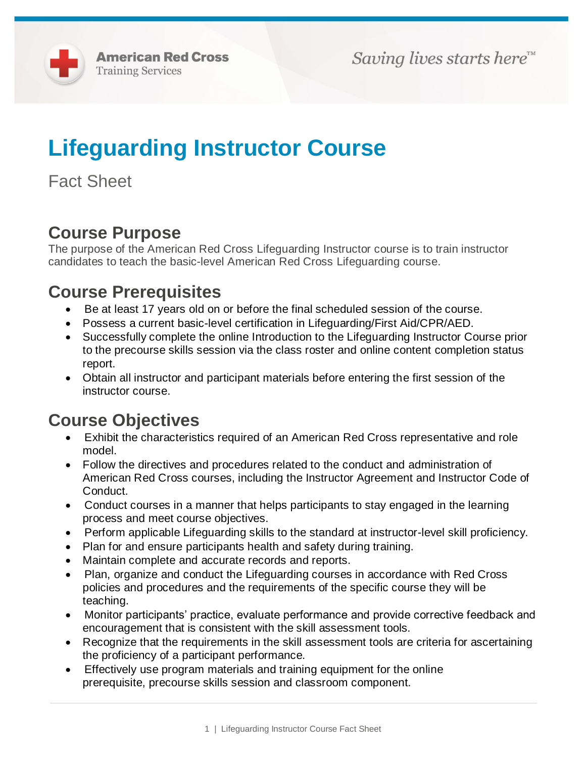American Red Cross
Training Services

*Saving lives starts here™*

# Lifeguarding Instructor Course

Fact Sheet

## Course Purpose

The purpose of the American Red Cross Lifeguarding Instructor course is to train instructor candidates to teach the basic-level American Red Cross Lifeguarding course.

## Course Prerequisites

- Be at least 17 years old on or before the final scheduled session of the course.
- Possess a current basic-level certification in Lifeguarding/First Aid/CPR/AED.
- Successfully complete the online Introduction to the Lifeguarding Instructor Course prior to the precourse skills session via the class roster and online content completion status report.
- Obtain all instructor and participant materials before entering the first session of the instructor course.

## Course Objectives

- Exhibit the characteristics required of an American Red Cross representative and role model.
- Follow the directives and procedures related to the conduct and administration of American Red Cross courses, including the Instructor Agreement and Instructor Code of Conduct.
- Conduct courses in a manner that helps participants to stay engaged in the learning process and meet course objectives.
- Perform applicable Lifeguarding skills to the standard at instructor-level skill proficiency.
- Plan for and ensure participants health and safety during training.
- Maintain complete and accurate records and reports.
- Plan, organize and conduct the Lifeguarding courses in accordance with Red Cross policies and procedures and the requirements of the specific course they will be teaching.
- Monitor participants' practice, evaluate performance and provide corrective feedback and encouragement that is consistent with the skill assessment tools.
- Recognize that the requirements in the skill assessment tools are criteria for ascertaining the proficiency of a participant performance.
- Effectively use program materials and training equipment for the online prerequisite, precourse skills session and classroom component.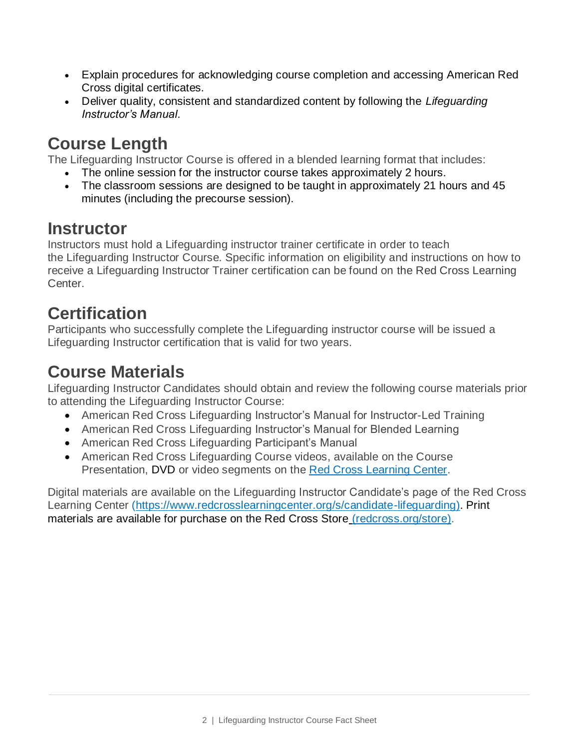- Explain procedures for acknowledging course completion and accessing American Red Cross digital certificates.
- Deliver quality, consistent and standardized content by following the *Lifeguarding Instructor's Manual*.

## Course Length

The Lifeguarding Instructor Course is offered in a blended learning format that includes:

- The online session for the instructor course takes approximately 2 hours.
- The classroom sessions are designed to be taught in approximately 21 hours and 45 minutes (including the precourse session).

## Instructor

Instructors must hold a Lifeguarding instructor trainer certificate in order to teach the Lifeguarding Instructor Course. Specific information on eligibility and instructions on how to receive a Lifeguarding Instructor Trainer certification can be found on the Red Cross Learning Center.

## Certification

Participants who successfully complete the Lifeguarding instructor course will be issued a Lifeguarding Instructor certification that is valid for two years.

## Course Materials

Lifeguarding Instructor Candidates should obtain and review the following course materials prior to attending the Lifeguarding Instructor Course:

- American Red Cross Lifeguarding Instructor's Manual for Instructor-Led Training
- American Red Cross Lifeguarding Instructor's Manual for Blended Learning
- American Red Cross Lifeguarding Participant's Manual
- American Red Cross Lifeguarding Course videos, available on the Course Presentation, DVD or video segments on the [Red Cross Learning Center](https://www.redcrosslearningcenter.org).

Digital materials are available on the Lifeguarding Instructor Candidate's page of the Red Cross Learning Center [(https://www.redcrosslearningcenter.org/s/candidate-lifeguarding)](https://www.redcrosslearningcenter.org/s/candidate-lifeguarding). Print materials are available for purchase on the Red Cross Store [(redcross.org/store)](https://redcross.org/store).